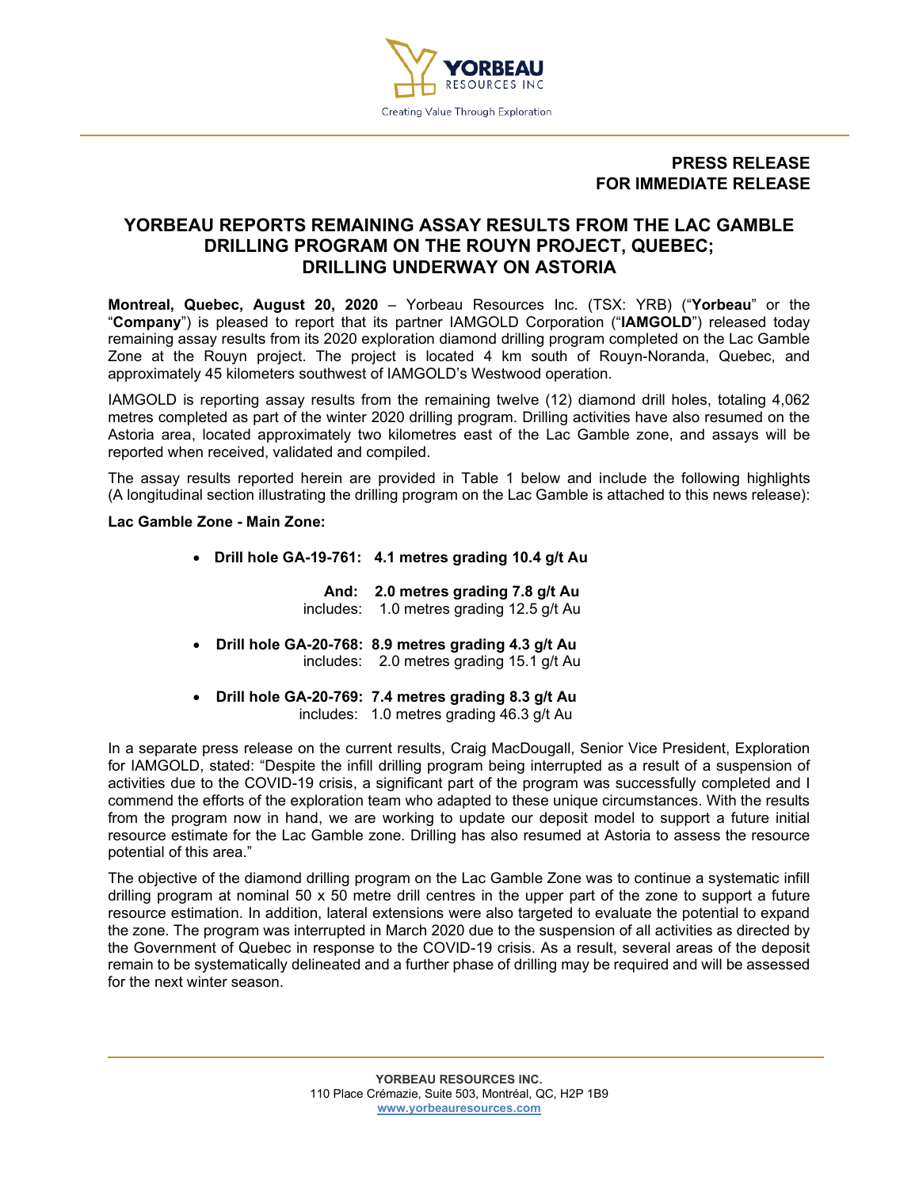**PRESS RELEASE**
**FOR IMMEDIATE RELEASE**

# YORBEAU REPORTS REMAINING ASSAY RESULTS FROM THE LAC GAMBLE DRILLING PROGRAM ON THE ROUYN PROJECT, QUEBEC; DRILLING UNDERWAY ON ASTORIA

**Montreal, Quebec, August 20, 2020** – Yorbeau Resources Inc. (TSX: YRB) ("**Yorbeau**" or the "**Company**") is pleased to report that its partner IAMGOLD Corporation ("**IAMGOLD**") released today remaining assay results from its 2020 exploration diamond drilling program completed on the Lac Gamble Zone at the Rouyn project. The project is located 4 km south of Rouyn-Noranda, Quebec, and approximately 45 kilometers southwest of IAMGOLD's Westwood operation.

IAMGOLD is reporting assay results from the remaining twelve (12) diamond drill holes, totaling 4,062 metres completed as part of the winter 2020 drilling program. Drilling activities have also resumed on the Astoria area, located approximately two kilometres east of the Lac Gamble zone, and assays will be reported when received, validated and compiled.

The assay results reported herein are provided in Table 1 below and include the following highlights (A longitudinal section illustrating the drilling program on the Lac Gamble is attached to this news release):

**Lac Gamble Zone - Main Zone:**

- **Drill hole GA-19-761: 4.1 metres grading 10.4 g/t Au**

  **And: 2.0 metres grading 7.8 g/t Au**
  includes: 1.0 metres grading 12.5 g/t Au

- **Drill hole GA-20-768: 8.9 metres grading 4.3 g/t Au**
  includes: 2.0 metres grading 15.1 g/t Au

- **Drill hole GA-20-769: 7.4 metres grading 8.3 g/t Au**
  includes: 1.0 metres grading 46.3 g/t Au

In a separate press release on the current results, Craig MacDougall, Senior Vice President, Exploration for IAMGOLD, stated: "Despite the infill drilling program being interrupted as a result of a suspension of activities due to the COVID-19 crisis, a significant part of the program was successfully completed and I commend the efforts of the exploration team who adapted to these unique circumstances. With the results from the program now in hand, we are working to update our deposit model to support a future initial resource estimate for the Lac Gamble zone. Drilling has also resumed at Astoria to assess the resource potential of this area."

The objective of the diamond drilling program on the Lac Gamble Zone was to continue a systematic infill drilling program at nominal 50 x 50 metre drill centres in the upper part of the zone to support a future resource estimation. In addition, lateral extensions were also targeted to evaluate the potential to expand the zone. The program was interrupted in March 2020 due to the suspension of all activities as directed by the Government of Quebec in response to the COVID-19 crisis. As a result, several areas of the deposit remain to be systematically delineated and a further phase of drilling may be required and will be assessed for the next winter season.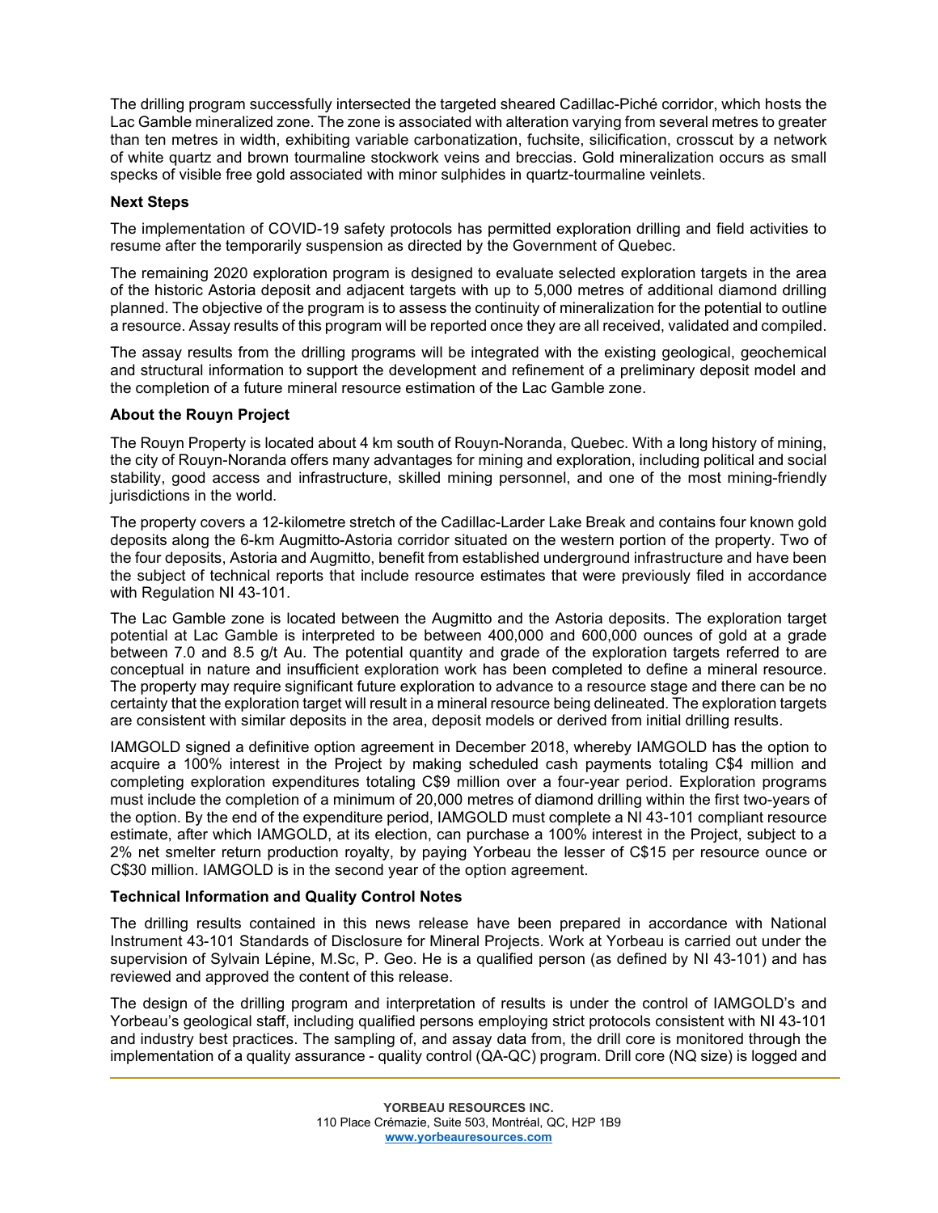The drilling program successfully intersected the targeted sheared Cadillac-Piché corridor, which hosts the Lac Gamble mineralized zone. The zone is associated with alteration varying from several metres to greater than ten metres in width, exhibiting variable carbonatization, fuchsite, silicification, crosscut by a network of white quartz and brown tourmaline stockwork veins and breccias. Gold mineralization occurs as small specks of visible free gold associated with minor sulphides in quartz-tourmaline veinlets.

**Next Steps**

The implementation of COVID-19 safety protocols has permitted exploration drilling and field activities to resume after the temporarily suspension as directed by the Government of Quebec.

The remaining 2020 exploration program is designed to evaluate selected exploration targets in the area of the historic Astoria deposit and adjacent targets with up to 5,000 metres of additional diamond drilling planned. The objective of the program is to assess the continuity of mineralization for the potential to outline a resource. Assay results of this program will be reported once they are all received, validated and compiled.

The assay results from the drilling programs will be integrated with the existing geological, geochemical and structural information to support the development and refinement of a preliminary deposit model and the completion of a future mineral resource estimation of the Lac Gamble zone.

**About the Rouyn Project**

The Rouyn Property is located about 4 km south of Rouyn-Noranda, Quebec. With a long history of mining, the city of Rouyn-Noranda offers many advantages for mining and exploration, including political and social stability, good access and infrastructure, skilled mining personnel, and one of the most mining-friendly jurisdictions in the world.

The property covers a 12-kilometre stretch of the Cadillac-Larder Lake Break and contains four known gold deposits along the 6-km Augmitto-Astoria corridor situated on the western portion of the property. Two of the four deposits, Astoria and Augmitto, benefit from established underground infrastructure and have been the subject of technical reports that include resource estimates that were previously filed in accordance with Regulation NI 43-101.

The Lac Gamble zone is located between the Augmitto and the Astoria deposits. The exploration target potential at Lac Gamble is interpreted to be between 400,000 and 600,000 ounces of gold at a grade between 7.0 and 8.5 g/t Au. The potential quantity and grade of the exploration targets referred to are conceptual in nature and insufficient exploration work has been completed to define a mineral resource. The property may require significant future exploration to advance to a resource stage and there can be no certainty that the exploration target will result in a mineral resource being delineated. The exploration targets are consistent with similar deposits in the area, deposit models or derived from initial drilling results.

IAMGOLD signed a definitive option agreement in December 2018, whereby IAMGOLD has the option to acquire a 100% interest in the Project by making scheduled cash payments totaling C$4 million and completing exploration expenditures totaling C$9 million over a four-year period. Exploration programs must include the completion of a minimum of 20,000 metres of diamond drilling within the first two-years of the option. By the end of the expenditure period, IAMGOLD must complete a NI 43-101 compliant resource estimate, after which IAMGOLD, at its election, can purchase a 100% interest in the Project, subject to a 2% net smelter return production royalty, by paying Yorbeau the lesser of C$15 per resource ounce or C$30 million. IAMGOLD is in the second year of the option agreement.

**Technical Information and Quality Control Notes**

The drilling results contained in this news release have been prepared in accordance with National Instrument 43-101 Standards of Disclosure for Mineral Projects. Work at Yorbeau is carried out under the supervision of Sylvain Lépine, M.Sc, P. Geo. He is a qualified person (as defined by NI 43-101) and has reviewed and approved the content of this release.

The design of the drilling program and interpretation of results is under the control of IAMGOLD's and Yorbeau's geological staff, including qualified persons employing strict protocols consistent with NI 43-101 and industry best practices. The sampling of, and assay data from, the drill core is monitored through the implementation of a quality assurance - quality control (QA-QC) program. Drill core (NQ size) is logged and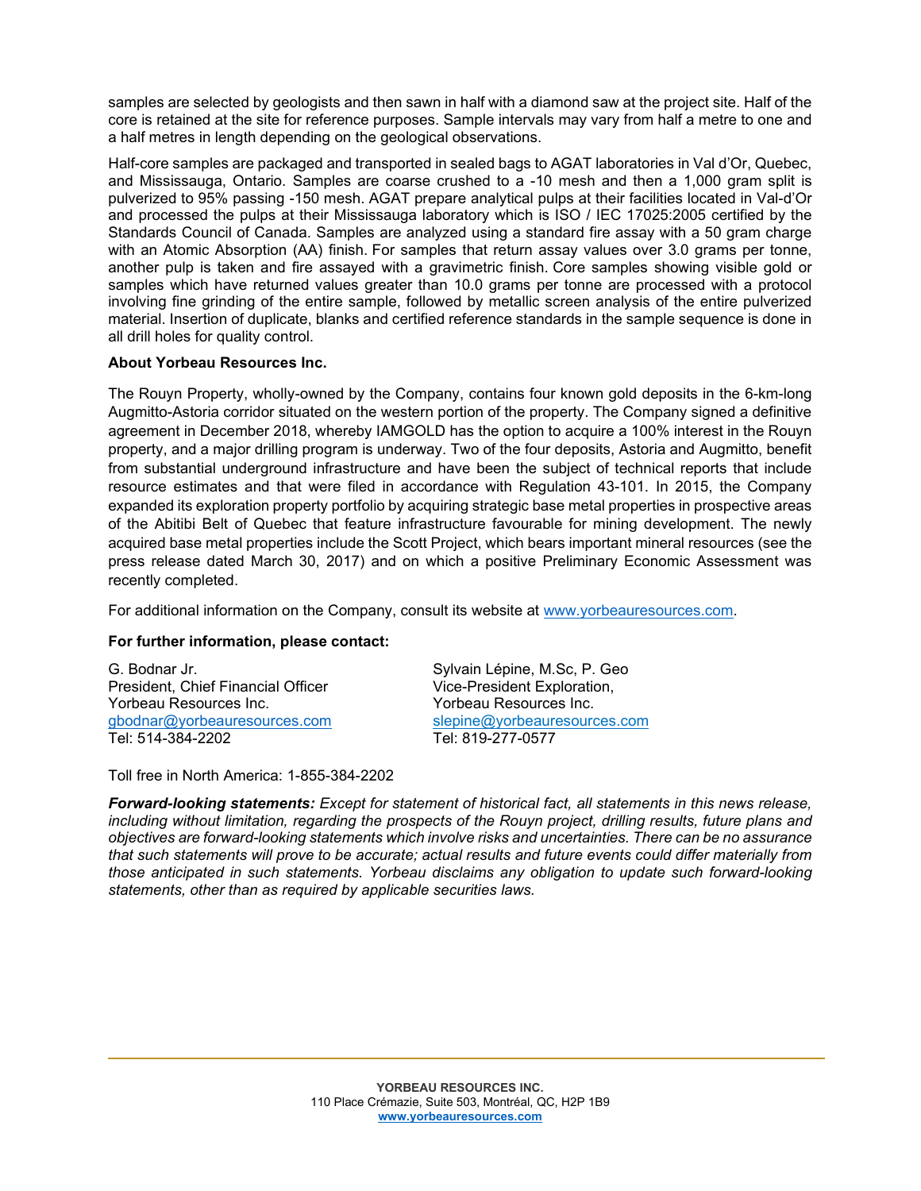samples are selected by geologists and then sawn in half with a diamond saw at the project site. Half of the core is retained at the site for reference purposes. Sample intervals may vary from half a metre to one and a half metres in length depending on the geological observations.

Half-core samples are packaged and transported in sealed bags to AGAT laboratories in Val d'Or, Quebec, and Mississauga, Ontario. Samples are coarse crushed to a -10 mesh and then a 1,000 gram split is pulverized to 95% passing -150 mesh. AGAT prepare analytical pulps at their facilities located in Val-d'Or and processed the pulps at their Mississauga laboratory which is ISO / IEC 17025:2005 certified by the Standards Council of Canada. Samples are analyzed using a standard fire assay with a 50 gram charge with an Atomic Absorption (AA) finish. For samples that return assay values over 3.0 grams per tonne, another pulp is taken and fire assayed with a gravimetric finish. Core samples showing visible gold or samples which have returned values greater than 10.0 grams per tonne are processed with a protocol involving fine grinding of the entire sample, followed by metallic screen analysis of the entire pulverized material. Insertion of duplicate, blanks and certified reference standards in the sample sequence is done in all drill holes for quality control.

**About Yorbeau Resources Inc.**

The Rouyn Property, wholly-owned by the Company, contains four known gold deposits in the 6-km-long Augmitto-Astoria corridor situated on the western portion of the property. The Company signed a definitive agreement in December 2018, whereby IAMGOLD has the option to acquire a 100% interest in the Rouyn property, and a major drilling program is underway. Two of the four deposits, Astoria and Augmitto, benefit from substantial underground infrastructure and have been the subject of technical reports that include resource estimates and that were filed in accordance with Regulation 43-101. In 2015, the Company expanded its exploration property portfolio by acquiring strategic base metal properties in prospective areas of the Abitibi Belt of Quebec that feature infrastructure favourable for mining development. The newly acquired base metal properties include the Scott Project, which bears important mineral resources (see the press release dated March 30, 2017) and on which a positive Preliminary Economic Assessment was recently completed.

For additional information on the Company, consult its website at www.yorbeauresources.com.

**For further information, please contact:**

G. Bodnar Jr.
President, Chief Financial Officer
Yorbeau Resources Inc.
gbodnar@yorbeauresources.com
Tel: 514-384-2202

Sylvain Lépine, M.Sc, P. Geo
Vice-President Exploration,
Yorbeau Resources Inc.
slepine@yorbeauresources.com
Tel: 819-277-0577

Toll free in North America: 1-855-384-2202

***Forward-looking statements:*** *Except for statement of historical fact, all statements in this news release, including without limitation, regarding the prospects of the Rouyn project, drilling results, future plans and objectives are forward-looking statements which involve risks and uncertainties. There can be no assurance that such statements will prove to be accurate; actual results and future events could differ materially from those anticipated in such statements. Yorbeau disclaims any obligation to update such forward-looking statements, other than as required by applicable securities laws.*

**YORBEAU RESOURCES INC.**
110 Place Crémazie, Suite 503, Montréal, QC, H2P 1B9
**www.yorbeauresources.com**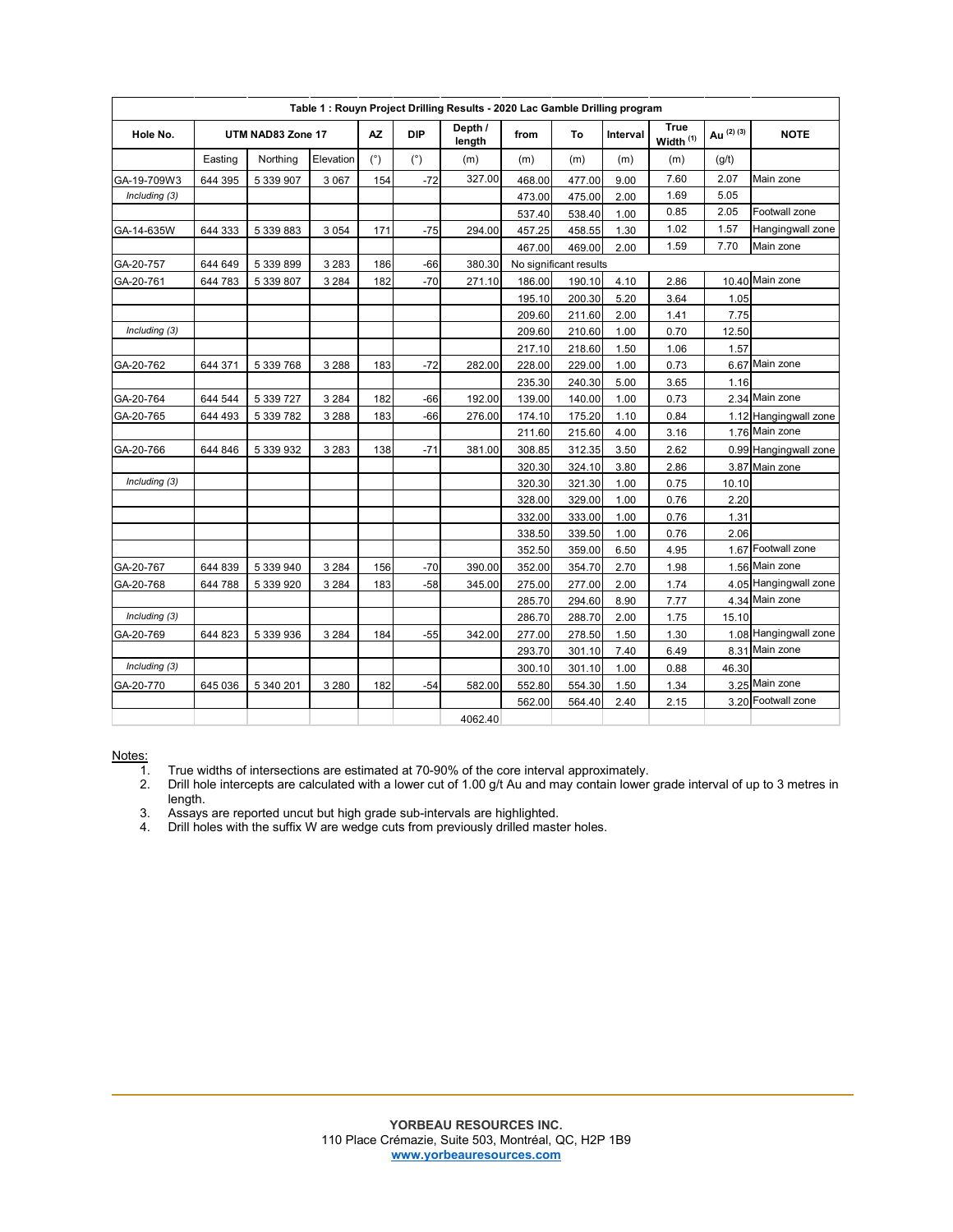| Table 1 : Rouyn Project Drilling Results - 2020 Lac Gamble Drilling program | | | | | | | | | | | | |
|---|---|---|---|---|---|---|---|---|---|---|---|---|
| Hole No. | UTM NAD83 Zone 17 | | | AZ | DIP | Depth / length | from | To | Interval | True Width [1] | Au [2] [3] | NOTE |
| | Easting | Northing | Elevation | (°) | (°) | (m) | (m) | (m) | (m) | (m) | (g/t) | |
| GA-19-709W3 | 644 395 | 5 339 907 | 3 067 | 154 | -72 | 327.00 | 468.00 | 477.00 | 9.00 | 7.60 | 2.07 | Main zone |
| *Including (3)* | | | | | | | 473.00 | 475.00 | 2.00 | 1.69 | 5.05 | |
| | | | | | | | 537.40 | 538.40 | 1.00 | 0.85 | 2.05 | Footwall zone |
| GA-14-635W | 644 333 | 5 339 883 | 3 054 | 171 | -75 | 294.00 | 457.25 | 458.55 | 1.30 | 1.02 | 1.57 | Hangingwall zone |
| | | | | | | | 467.00 | 469.00 | 2.00 | 1.59 | 7.70 | Main zone |
| GA-20-757 | 644 649 | 5 339 899 | 3 283 | 186 | -66 | 380.30 | No significant results | | | | | |
| GA-20-761 | 644 783 | 5 339 807 | 3 284 | 182 | -70 | 271.10 | 186.00 | 190.10 | 4.10 | 2.86 | 10.40 | Main zone |
| | | | | | | | 195.10 | 200.30 | 5.20 | 3.64 | 1.05 | |
| | | | | | | | 209.60 | 211.60 | 2.00 | 1.41 | 7.75 | |
| *Including (3)* | | | | | | | 209.60 | 210.60 | 1.00 | 0.70 | 12.50 | |
| | | | | | | | 217.10 | 218.60 | 1.50 | 1.06 | 1.57 | |
| GA-20-762 | 644 371 | 5 339 768 | 3 288 | 183 | -72 | 282.00 | 228.00 | 229.00 | 1.00 | 0.73 | 6.67 | Main zone |
| | | | | | | | 235.30 | 240.30 | 5.00 | 3.65 | 1.16 | |
| GA-20-764 | 644 544 | 5 339 727 | 3 284 | 182 | -66 | 192.00 | 139.00 | 140.00 | 1.00 | 0.73 | 2.34 | Main zone |
| GA-20-765 | 644 493 | 5 339 782 | 3 288 | 183 | -66 | 276.00 | 174.10 | 175.20 | 1.10 | 0.84 | 1.12 | Hangingwall zone |
| | | | | | | | 211.60 | 215.60 | 4.00 | 3.16 | 1.76 | Main zone |
| GA-20-766 | 644 846 | 5 339 932 | 3 283 | 138 | -71 | 381.00 | 308.85 | 312.35 | 3.50 | 2.62 | 0.99 | Hangingwall zone |
| | | | | | | | 320.30 | 324.10 | 3.80 | 2.86 | 3.87 | Main zone |
| *Including (3)* | | | | | | | 320.30 | 321.30 | 1.00 | 0.75 | 10.10 | |
| | | | | | | | 328.00 | 329.00 | 1.00 | 0.76 | 2.20 | |
| | | | | | | | 332.00 | 333.00 | 1.00 | 0.76 | 1.31 | |
| | | | | | | | 338.50 | 339.50 | 1.00 | 0.76 | 2.06 | |
| | | | | | | | 352.50 | 359.00 | 6.50 | 4.95 | 1.67 | Footwall zone |
| GA-20-767 | 644 839 | 5 339 940 | 3 284 | 156 | -70 | 390.00 | 352.00 | 354.70 | 2.70 | 1.98 | 1.56 | Main zone |
| GA-20-768 | 644 788 | 5 339 920 | 3 284 | 183 | -58 | 345.00 | 275.00 | 277.00 | 2.00 | 1.74 | 4.05 | Hangingwall zone |
| | | | | | | | 285.70 | 294.60 | 8.90 | 7.77 | 4.34 | Main zone |
| *Including (3)* | | | | | | | 286.70 | 288.70 | 2.00 | 1.75 | 15.10 | |
| GA-20-769 | 644 823 | 5 339 936 | 3 284 | 184 | -55 | 342.00 | 277.00 | 278.50 | 1.50 | 1.30 | 1.08 | Hangingwall zone |
| | | | | | | | 293.70 | 301.10 | 7.40 | 6.49 | 8.31 | Main zone |
| *Including (3)* | | | | | | | 300.10 | 301.10 | 1.00 | 0.88 | 46.30 | |
| GA-20-770 | 645 036 | 5 340 201 | 3 280 | 182 | -54 | 582.00 | 552.80 | 554.30 | 1.50 | 1.34 | 3.25 | Main zone |
| | | | | | | | 562.00 | 564.40 | 2.40 | 2.15 | 3.20 | Footwall zone |
| | | | | | | 4062.40 | | | | | | |

Notes:

1. True widths of intersections are estimated at 70-90% of the core interval approximately.
2. Drill hole intercepts are calculated with a lower cut of 1.00 g/t Au and may contain lower grade interval of up to 3 metres in length.
3. Assays are reported uncut but high grade sub-intervals are highlighted.
4. Drill holes with the suffix W are wedge cuts from previously drilled master holes.

**YORBEAU RESOURCES INC.**
110 Place Crémazie, Suite 503, Montréal, QC, H2P 1B9
www.yorbeauresources.com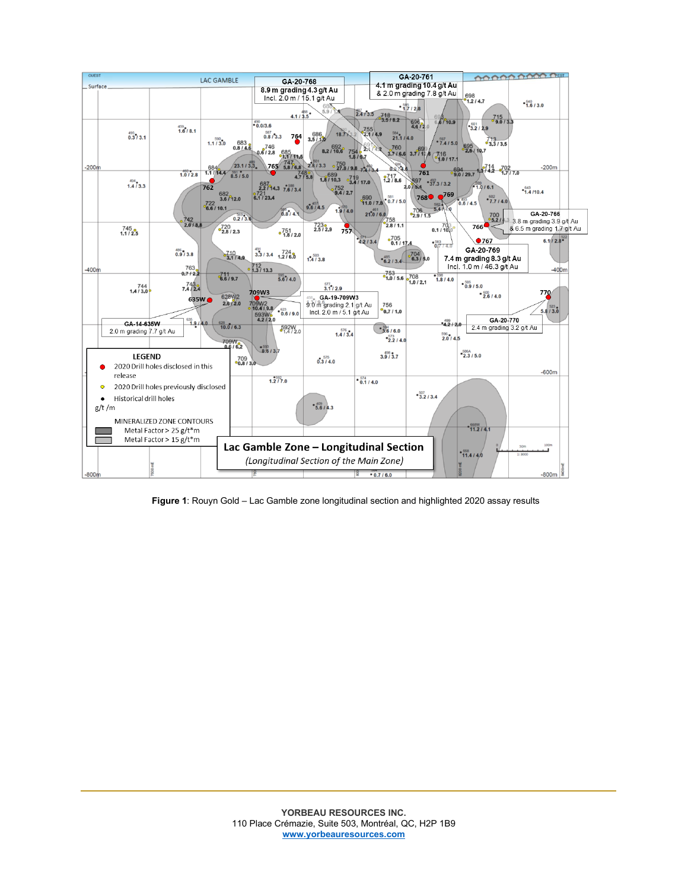LAC GAMBLE

OUEST

Surface

EST

-200m

-400m

-600m

-800m

GA-20-768
8.9 m grading 4.3 g/t Au
Incl. 2.0 m / 15.1 g/t Au

GA-20-761
4.1 m grading 10.4 g/t Au
& 2.0 m grading 7.8 g/t Au

GA-20-766
3.8 m grading 3.9 g/t Au
& 6.5 m grading 1.7 g/t Au

GA-20-769
7.4 m grading 8.3 g/t Au
Incl. 1.0 m / 46.3 g/t Au

GA-19-709W3
9.0 m grading 2.1 g/t Au
Incl. 2.0 m / 5.1 g/t Au

GA-14-635W
2.0 m grading 7.7 g/t Au

GA-20-770
2.4 m grading 3.2 g/t Au

LEGEND

2020 Drill holes disclosed in this release

2020 Drill holes previously disclosed

Historical drill holes

g/t /m

MINERALIZED ZONE CONTOURS

Metal Factor > 25 g/t*m

Metal Factor > 15 g/t*m

Lac Gamble Zone – Longitudinal Section

*(Longitudinal Section of the Main Zone)*

**Figure 1**: Rouyn Gold – Lac Gamble zone longitudinal section and highlighted 2020 assay results